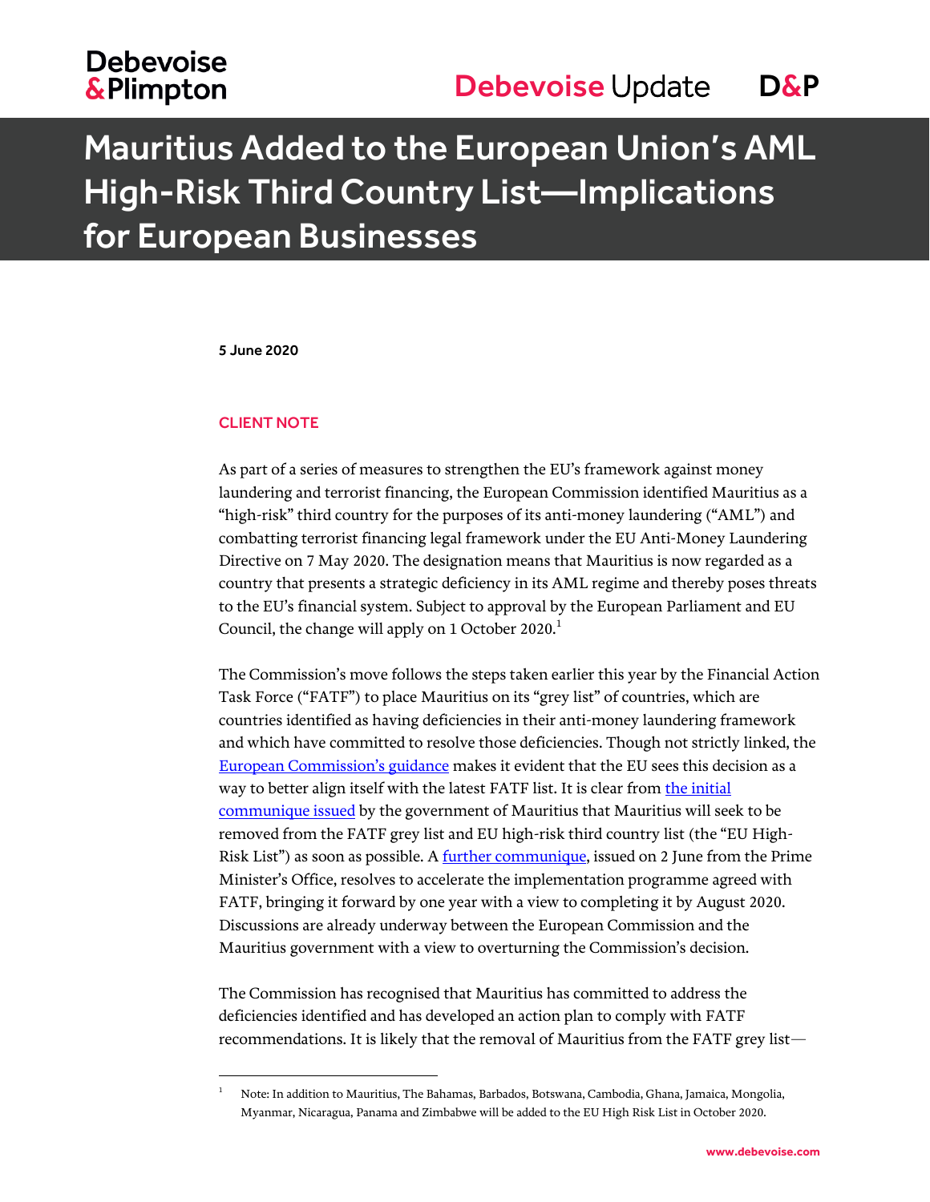# Mauritius Added to the European Union's AML High-Risk Third Country List—Implications for European Businesses

**5 June 2020**

**CLIENT NOTE**

As part of a series of measures to strengthen the EU's framework against money laundering and terrorist financing, the European Commission identified Mauritius as a "high-risk" third country for the purposes of its anti-money laundering ("AML") and combatting terrorist financing legal framework under the EU Anti-Money Laundering Directive on 7 May 2020. The designation means that Mauritius is now regarded as a country that presents a strategic deficiency in its AML regime and thereby poses threats to the EU's financial system. Subject to approval by the European Parliament and EU Council, the change will apply on 1 October 2020.[1]

The Commission's move follows the steps taken earlier this year by the Financial Action Task Force ("FATF") to place Mauritius on its "grey list" of countries, which are countries identified as having deficiencies in their anti-money laundering framework and which have committed to resolve those deficiencies. Though not strictly linked, the European Commission's guidance makes it evident that the EU sees this decision as a way to better align itself with the latest FATF list. It is clear from the initial communique issued by the government of Mauritius that Mauritius will seek to be removed from the FATF grey list and EU high-risk third country list (the "EU High-Risk List") as soon as possible. A further communique, issued on 2 June from the Prime Minister's Office, resolves to accelerate the implementation programme agreed with FATF, bringing it forward by one year with a view to completing it by August 2020. Discussions are already underway between the European Commission and the Mauritius government with a view to overturning the Commission's decision.

The Commission has recognised that Mauritius has committed to address the deficiencies identified and has developed an action plan to comply with FATF recommendations. It is likely that the removal of Mauritius from the FATF grey list—

[1] Note: In addition to Mauritius, The Bahamas, Barbados, Botswana, Cambodia, Ghana, Jamaica, Mongolia, Myanmar, Nicaragua, Panama and Zimbabwe will be added to the EU High Risk List in October 2020.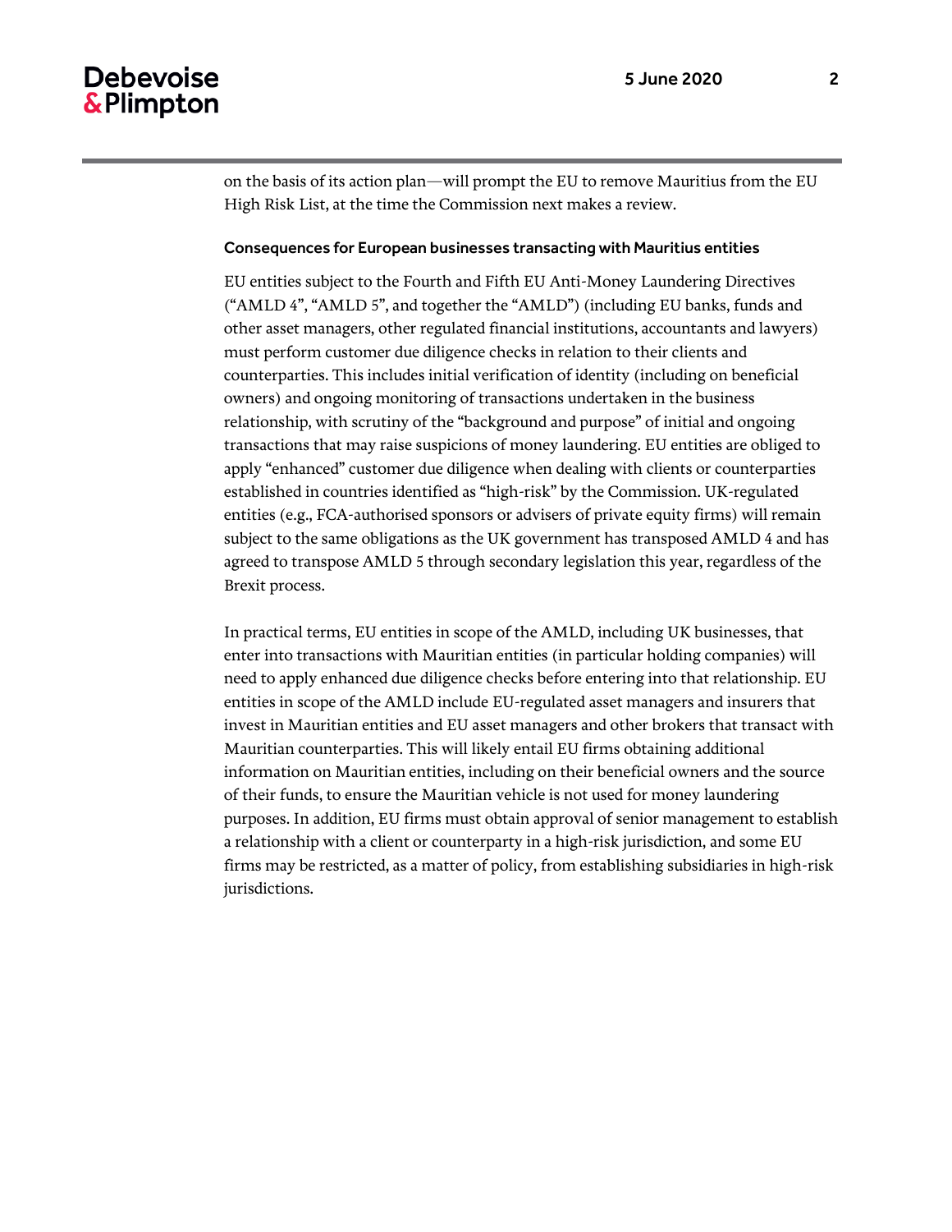on the basis of its action plan—will prompt the EU to remove Mauritius from the EU High Risk List, at the time the Commission next makes a review.

### Consequences for European businesses transacting with Mauritius entities

EU entities subject to the Fourth and Fifth EU Anti-Money Laundering Directives ("AMLD 4", "AMLD 5", and together the "AMLD") (including EU banks, funds and other asset managers, other regulated financial institutions, accountants and lawyers) must perform customer due diligence checks in relation to their clients and counterparties. This includes initial verification of identity (including on beneficial owners) and ongoing monitoring of transactions undertaken in the business relationship, with scrutiny of the "background and purpose" of initial and ongoing transactions that may raise suspicions of money laundering. EU entities are obliged to apply "enhanced" customer due diligence when dealing with clients or counterparties established in countries identified as "high-risk" by the Commission. UK-regulated entities (e.g., FCA-authorised sponsors or advisers of private equity firms) will remain subject to the same obligations as the UK government has transposed AMLD 4 and has agreed to transpose AMLD 5 through secondary legislation this year, regardless of the Brexit process.

In practical terms, EU entities in scope of the AMLD, including UK businesses, that enter into transactions with Mauritian entities (in particular holding companies) will need to apply enhanced due diligence checks before entering into that relationship. EU entities in scope of the AMLD include EU-regulated asset managers and insurers that invest in Mauritian entities and EU asset managers and other brokers that transact with Mauritian counterparties. This will likely entail EU firms obtaining additional information on Mauritian entities, including on their beneficial owners and the source of their funds, to ensure the Mauritian vehicle is not used for money laundering purposes. In addition, EU firms must obtain approval of senior management to establish a relationship with a client or counterparty in a high-risk jurisdiction, and some EU firms may be restricted, as a matter of policy, from establishing subsidiaries in high-risk jurisdictions.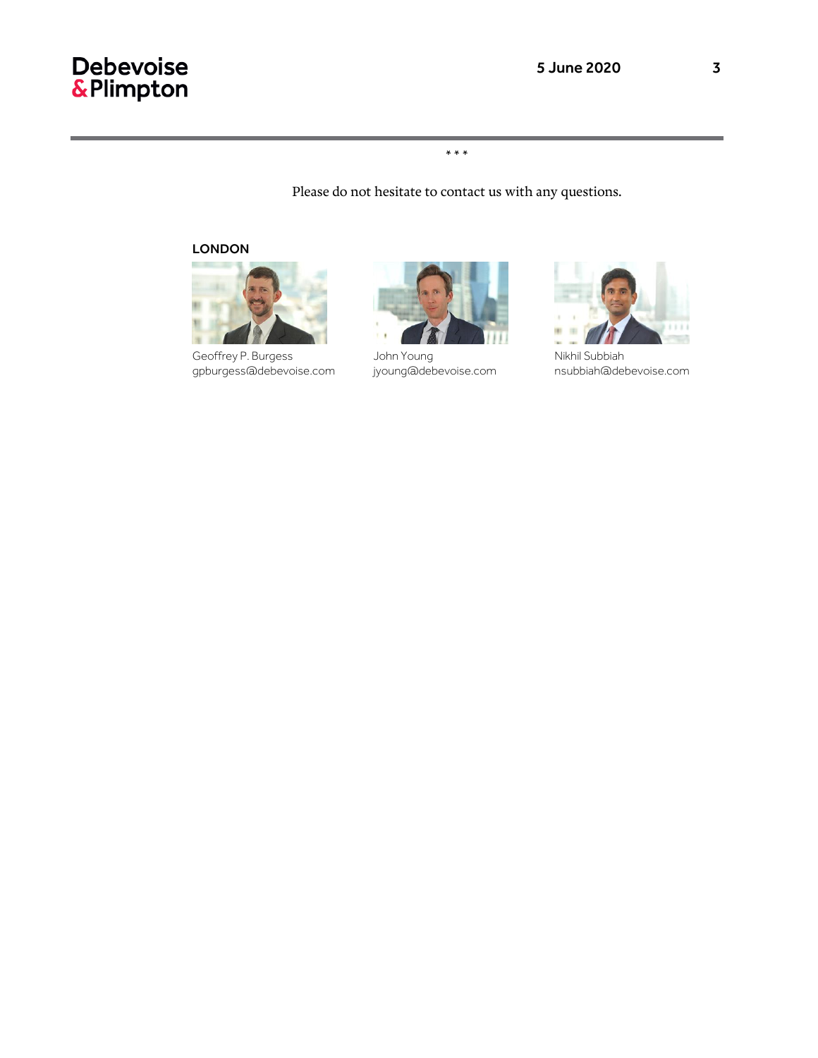\* \* \*

Please do not hesitate to contact us with any questions.

**LONDON**

Geoffrey P. Burgess
gpburgess@debevoise.com

John Young
jyoung@debevoise.com

Nikhil Subbiah
nsubbiah@debevoise.com